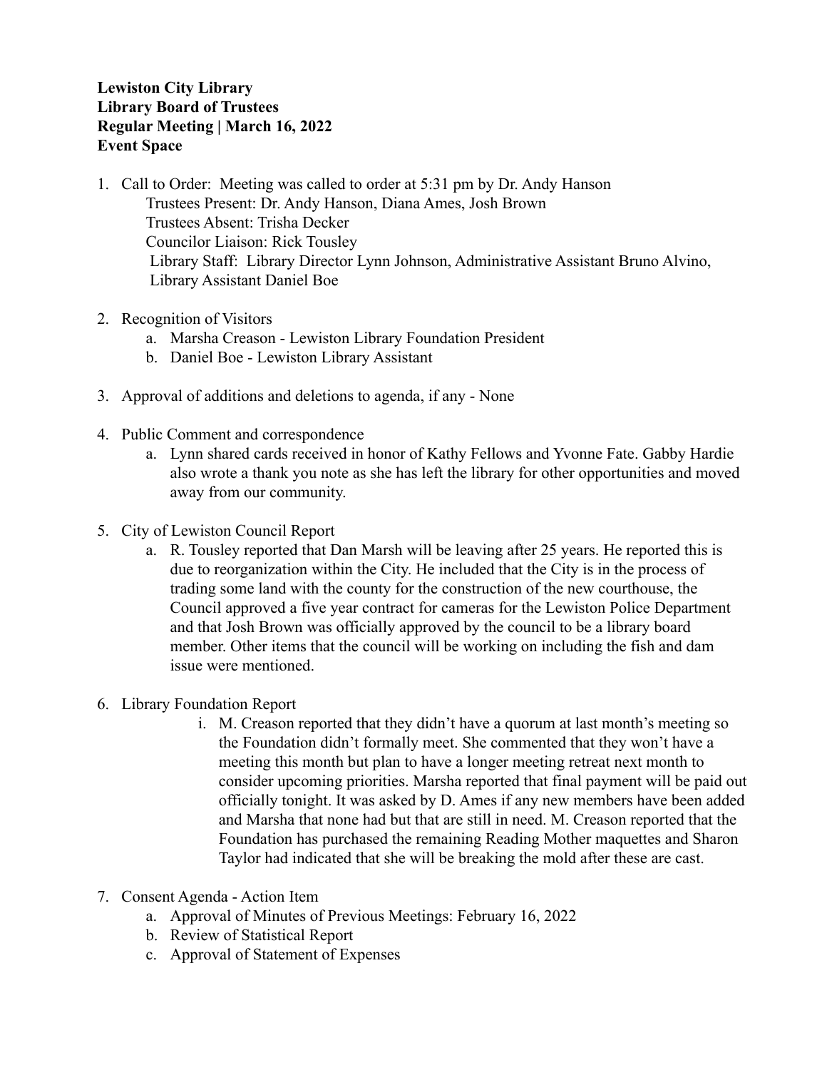**Lewiston City Library**
**Library Board of Trustees**
**Regular Meeting | March 16, 2022**
**Event Space**

1. Call to Order: Meeting was called to order at 5:31 pm by Dr. Andy Hanson
   Trustees Present: Dr. Andy Hanson, Diana Ames, Josh Brown
   Trustees Absent: Trisha Decker
   Councilor Liaison: Rick Tousley
   Library Staff: Library Director Lynn Johnson, Administrative Assistant Bruno Alvino, Library Assistant Daniel Boe

2. Recognition of Visitors
   a. Marsha Creason - Lewiston Library Foundation President
   b. Daniel Boe - Lewiston Library Assistant

3. Approval of additions and deletions to agenda, if any - None

4. Public Comment and correspondence
   a. Lynn shared cards received in honor of Kathy Fellows and Yvonne Fate. Gabby Hardie also wrote a thank you note as she has left the library for other opportunities and moved away from our community.

5. City of Lewiston Council Report
   a. R. Tousley reported that Dan Marsh will be leaving after 25 years. He reported this is due to reorganization within the City. He included that the City is in the process of trading some land with the county for the construction of the new courthouse, the Council approved a five year contract for cameras for the Lewiston Police Department and that Josh Brown was officially approved by the council to be a library board member. Other items that the council will be working on including the fish and dam issue were mentioned.

6. Library Foundation Report
   i. M. Creason reported that they didn't have a quorum at last month's meeting so the Foundation didn't formally meet. She commented that they won't have a meeting this month but plan to have a longer meeting retreat next month to consider upcoming priorities. Marsha reported that final payment will be paid out officially tonight. It was asked by D. Ames if any new members have been added and Marsha that none had but that are still in need. M. Creason reported that the Foundation has purchased the remaining Reading Mother maquettes and Sharon Taylor had indicated that she will be breaking the mold after these are cast.

7. Consent Agenda - Action Item
   a. Approval of Minutes of Previous Meetings: February 16, 2022
   b. Review of Statistical Report
   c. Approval of Statement of Expenses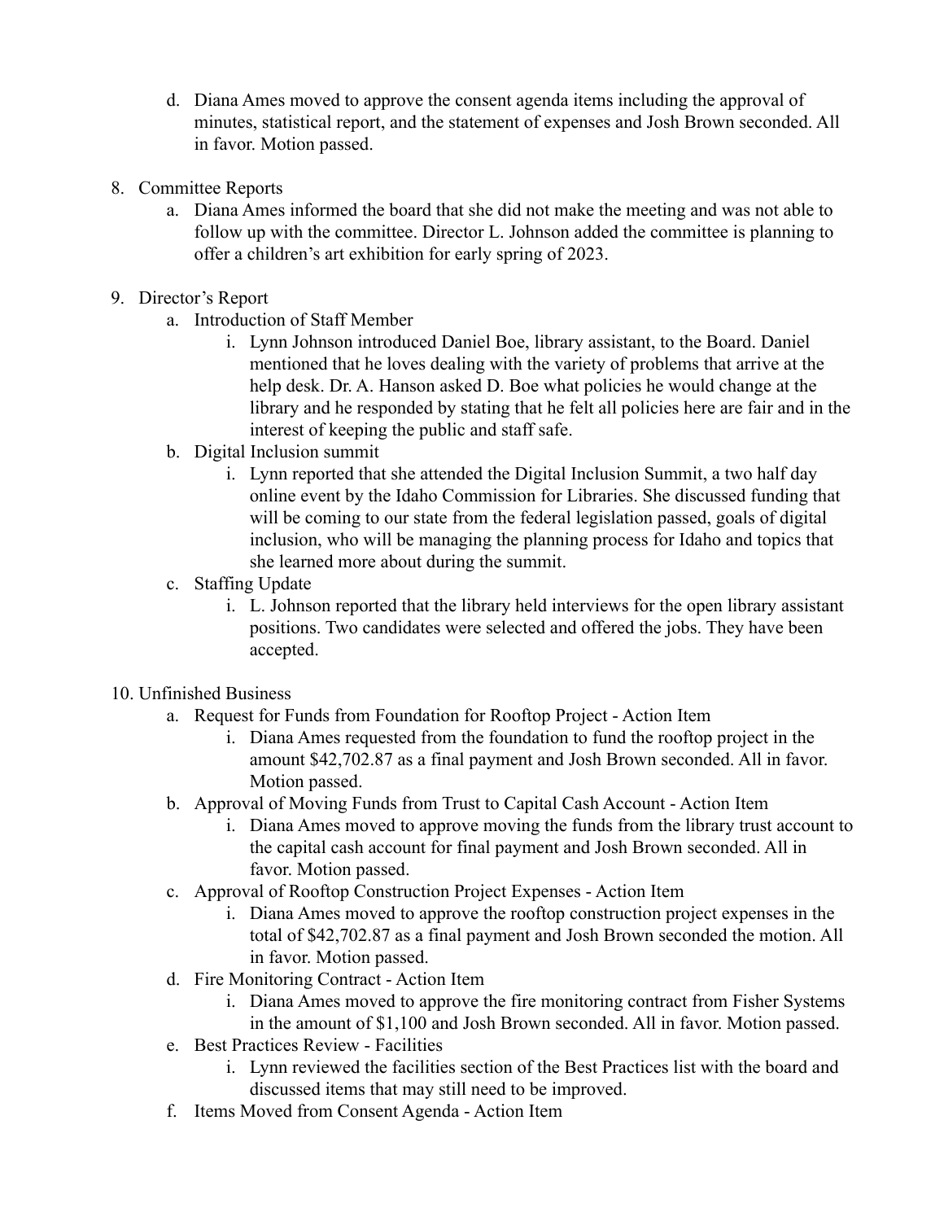d. Diana Ames moved to approve the consent agenda items including the approval of minutes, statistical report, and the statement of expenses and Josh Brown seconded. All in favor. Motion passed.

8. Committee Reports
    a. Diana Ames informed the board that she did not make the meeting and was not able to follow up with the committee. Director L. Johnson added the committee is planning to offer a children's art exhibition for early spring of 2023.

9. Director's Report
    a. Introduction of Staff Member
        i. Lynn Johnson introduced Daniel Boe, library assistant, to the Board. Daniel mentioned that he loves dealing with the variety of problems that arrive at the help desk. Dr. A. Hanson asked D. Boe what policies he would change at the library and he responded by stating that he felt all policies here are fair and in the interest of keeping the public and staff safe.
    b. Digital Inclusion summit
        i. Lynn reported that she attended the Digital Inclusion Summit, a two half day online event by the Idaho Commission for Libraries. She discussed funding that will be coming to our state from the federal legislation passed, goals of digital inclusion, who will be managing the planning process for Idaho and topics that she learned more about during the summit.
    c. Staffing Update
        i. L. Johnson reported that the library held interviews for the open library assistant positions. Two candidates were selected and offered the jobs. They have been accepted.

10. Unfinished Business
    a. Request for Funds from Foundation for Rooftop Project - Action Item
        i. Diana Ames requested from the foundation to fund the rooftop project in the amount $42,702.87 as a final payment and Josh Brown seconded. All in favor. Motion passed.
    b. Approval of Moving Funds from Trust to Capital Cash Account - Action Item
        i. Diana Ames moved to approve moving the funds from the library trust account to the capital cash account for final payment and Josh Brown seconded. All in favor. Motion passed.
    c. Approval of Rooftop Construction Project Expenses - Action Item
        i. Diana Ames moved to approve the rooftop construction project expenses in the total of $42,702.87 as a final payment and Josh Brown seconded the motion. All in favor. Motion passed.
    d. Fire Monitoring Contract - Action Item
        i. Diana Ames moved to approve the fire monitoring contract from Fisher Systems in the amount of $1,100 and Josh Brown seconded. All in favor. Motion passed.
    e. Best Practices Review - Facilities
        i. Lynn reviewed the facilities section of the Best Practices list with the board and discussed items that may still need to be improved.
    f. Items Moved from Consent Agenda - Action Item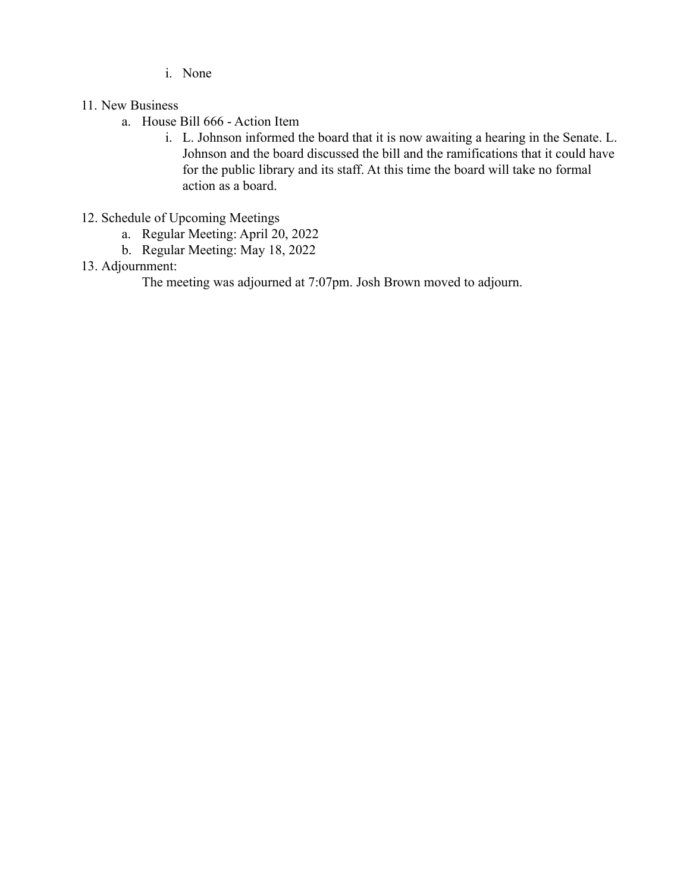i. None

11. New Business
   a. House Bill 666 - Action Item
      i. L. Johnson informed the board that it is now awaiting a hearing in the Senate. L. Johnson and the board discussed the bill and the ramifications that it could have for the public library and its staff. At this time the board will take no formal action as a board.

12. Schedule of Upcoming Meetings
   a. Regular Meeting: April 20, 2022
   b. Regular Meeting: May 18, 2022

13. Adjournment:

   The meeting was adjourned at 7:07pm. Josh Brown moved to adjourn.